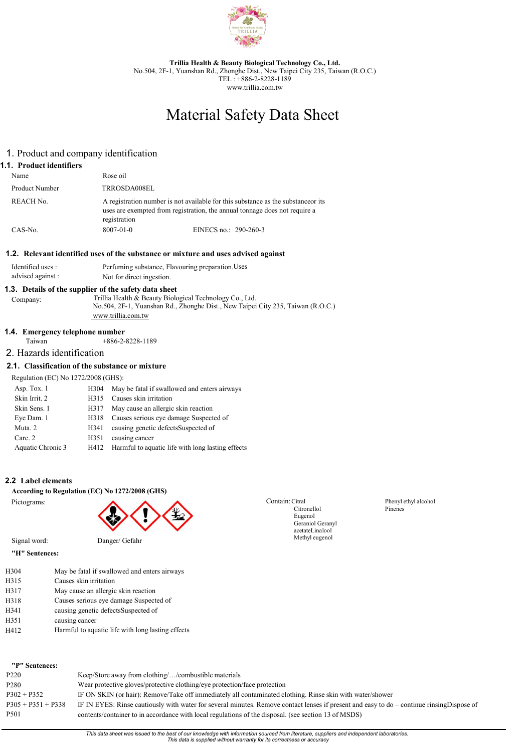**Trillia Health & Beauty Biological Technology Co., Ltd.**
No.504, 2F-1, Yuanshan Rd., Zhonghe Dist., New Taipei City 235, Taiwan (R.O.C.)
TEL : +886-2-8228-1189
www.trillia.com.tw

# Material Safety Data Sheet

## 1. Product and company identification

### 1.1. Product identifiers

| | |
|---|---|
| Name | Rose oil |
| Product Number | TRROSDA008EL |
| REACH No. | A registration number is not available for this substance as the substanceor its uses are exempted from registration, the annual tonnage does not require a registration |
| CAS-No. | 8007-01-0 EINECS no.: 290-260-3 |

### 1.2. Relevant identified uses of the substance or mixture and uses advised against

Identified uses : Perfuming substance, Flavouring preparation.Uses
advised against : Not for direct ingestion.

### 1.3. Details of the supplier of the safety data sheet

Company: Trillia Health & Beauty Biological Technology Co., Ltd.
No.504, 2F-1, Yuanshan Rd., Zhonghe Dist., New Taipei City 235, Taiwan (R.O.C.)
www.trillia.com.tw

### 1.4. Emergency telephone number

Taiwan +886-2-8228-1189

## 2. Hazards identification

### 2.1. Classification of the substance or mixture

Regulation (EC) No 1272/2008 (GHS):

| | | |
|---|---|---|
| Asp. Tox. 1 | H304 | May be fatal if swallowed and enters airways |
| Skin Irrit. 2 | H315 | Causes skin irritation |
| Skin Sens. 1 | H317 | May cause an allergic skin reaction |
| Eye Dam. 1 | H318 | Causes serious eye damage Suspected of |
| Muta. 2 | H341 | causing genetic defectsSuspected of |
| Carc. 2 | H351 | causing cancer |
| Aquatic Chronic 3 | H412 | Harmful to aquatic life with long lasting effects |

### 2.2 Label elements

**According to Regulation (EC) No 1272/2008 (GHS)**

Pictograms:

Contain: Citral, Citronellol, Eugenol, Geraniol Geranyl acetateLinalool, Methyl eugenol, Phenyl ethyl alcohol, Pinenes

Signal word: Danger/ Gefahr

**"H" Sentences:**

| | |
|---|---|
| H304 | May be fatal if swallowed and enters airways |
| H315 | Causes skin irritation |
| H317 | May cause an allergic skin reaction |
| H318 | Causes serious eye damage Suspected of |
| H341 | causing genetic defectsSuspected of |
| H351 | causing cancer |
| H412 | Harmful to aquatic life with long lasting effects |

**"P" Sentences:**

| | |
|---|---|
| P220 | Keep/Store away from clothing/…/combustible materials |
| P280 | Wear protective gloves/protective clothing/eye protection/face protection |
| P302 + P352 | IF ON SKIN (or hair): Remove/Take off immediately all contaminated clothing. Rinse skin with water/shower |
| P305 + P351 + P338 | IF IN EYES: Rinse cautiously with water for several minutes. Remove contact lenses if present and easy to do – continue rinsingDispose of |
| P501 | contents/container to in accordance with local regulations of the disposal. (see section 13 of MSDS) |

*This data sheet was issued to the best of our knowledge with information sourced from literature, suppliers and independent laboratories. This data is supplied without warranty for its correctness or accuracy*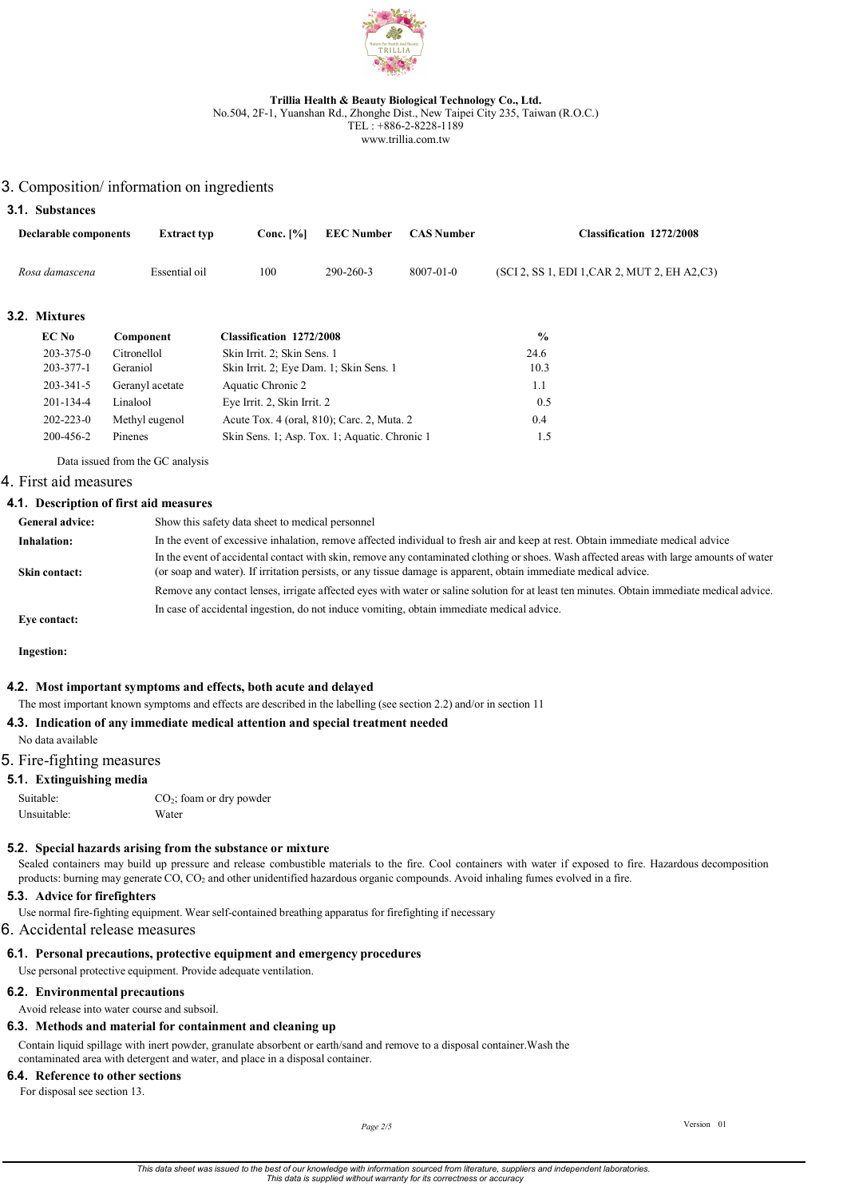**Trillia Health & Beauty Biological Technology Co., Ltd.**
No.504, 2F-1, Yuanshan Rd., Zhonghe Dist., New Taipei City 235, Taiwan (R.O.C.)
TEL : +886-2-8228-1189
www.trillia.com.tw

# 3. Composition/ information on ingredients

## 3.1. Substances

| Declarable components | Extract typ | Conc. [%] | EEC Number | CAS Number | Classification 1272/2008 |
|---|---|---|---|---|---|
| *Rosa damascena* | Essential oil | 100 | 290-260-3 | 8007-01-0 | (SCI 2, SS 1, EDI 1,CAR 2, MUT 2, EH A2,C3) |

## 3.2. Mixtures

| EC No | Component | Classification 1272/2008 | % |
|---|---|---|---|
| 203-375-0 | Citronellol | Skin Irrit. 2; Skin Sens. 1 | 24.6 |
| 203-377-1 | Geraniol | Skin Irrit. 2; Eye Dam. 1; Skin Sens. 1 | 10.3 |
| 203-341-5 | Geranyl acetate | Aquatic Chronic 2 | 1.1 |
| 201-134-4 | Linalool | Eye Irrit. 2, Skin Irrit. 2 | 0.5 |
| 202-223-0 | Methyl eugenol | Acute Tox. 4 (oral, 810); Carc. 2, Muta. 2 | 0.4 |
| 200-456-2 | Pinenes | Skin Sens. 1; Asp. Tox. 1; Aquatic. Chronic 1 | 1.5 |

Data issued from the GC analysis

# 4. First aid measures

## 4.1. Description of first aid measures

**General advice:** Show this safety data sheet to medical personnel

**Inhalation:** In the event of excessive inhalation, remove affected individual to fresh air and keep at rest. Obtain immediate medical advice

**Skin contact:** In the event of accidental contact with skin, remove any contaminated clothing or shoes. Wash affected areas with large amounts of water (or soap and water). If irritation persists, or any tissue damage is apparent, obtain immediate medical advice.

**Eye contact:** Remove any contact lenses, irrigate affected eyes with water or saline solution for at least ten minutes. Obtain immediate medical advice.

**Ingestion:** In case of accidental ingestion, do not induce vomiting, obtain immediate medical advice.

## 4.2. Most important symptoms and effects, both acute and delayed

The most important known symptoms and effects are described in the labelling (see section 2.2) and/or in section 11

## 4.3. Indication of any immediate medical attention and special treatment needed

No data available

# 5. Fire-fighting measures

## 5.1. Extinguishing media

Suitable: $CO_2$; foam or dry powder

Unsuitable: Water

## 5.2. Special hazards arising from the substance or mixture

Sealed containers may build up pressure and release combustible materials to the fire. Cool containers with water if exposed to fire. Hazardous decomposition products: burning may generate CO, $CO_2$ and other unidentified hazardous organic compounds. Avoid inhaling fumes evolved in a fire.

## 5.3. Advice for firefighters

Use normal fire-fighting equipment. Wear self-contained breathing apparatus for firefighting if necessary

# 6. Accidental release measures

## 6.1. Personal precautions, protective equipment and emergency procedures

Use personal protective equipment. Provide adequate ventilation.

## 6.2. Environmental precautions

Avoid release into water course and subsoil.

## 6.3. Methods and material for containment and cleaning up

Contain liquid spillage with inert powder, granulate absorbent or earth/sand and remove to a disposal container.Wash the contaminated area with detergent and water, and place in a disposal container.

## 6.4. Reference to other sections

For disposal see section 13.

Version 01

*This data sheet was issued to the best of our knowledge with information sourced from literature, suppliers and independent laboratories. This data is supplied without warranty for its correctness or accuracy*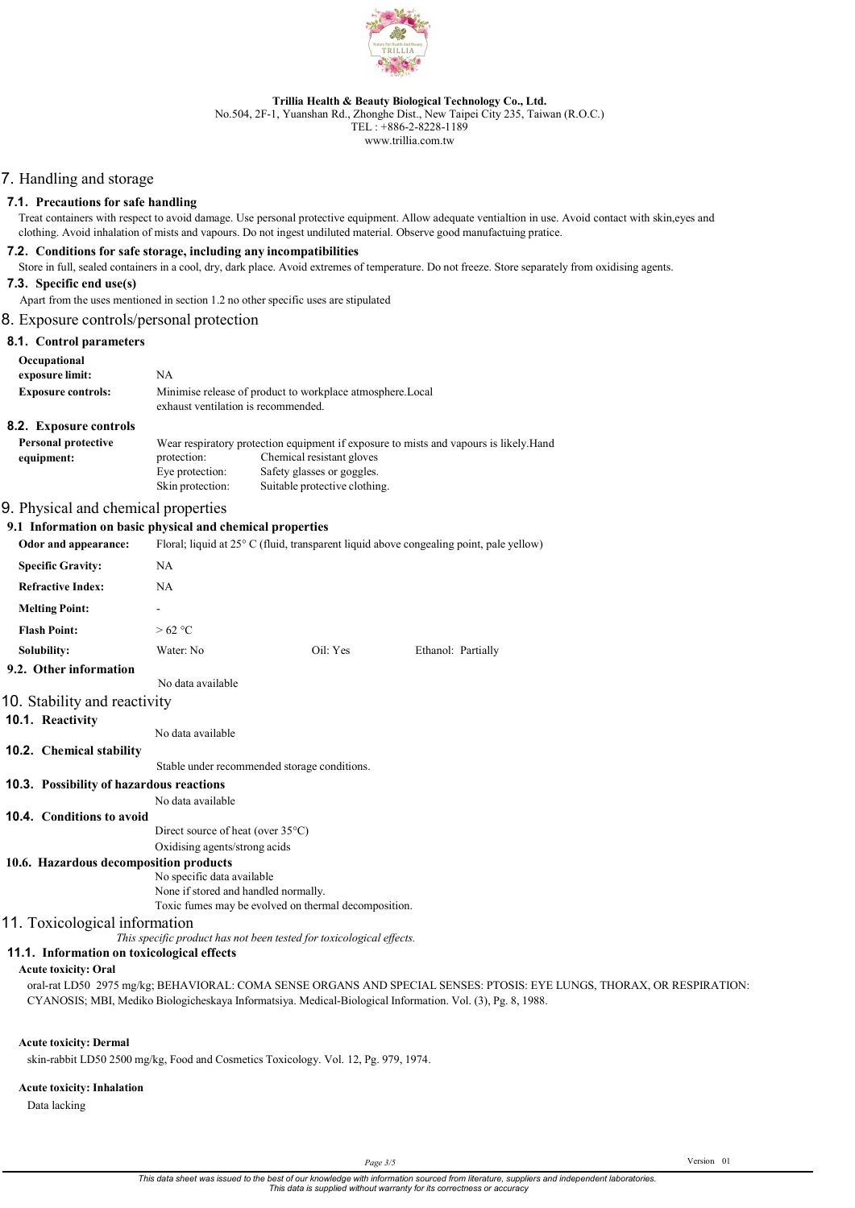# 7. Handling and storage

### 7.1. Precautions for safe handling

Treat containers with respect to avoid damage. Use personal protective equipment. Allow adequate ventialtion in use. Avoid contact with skin,eyes and clothing. Avoid inhalation of mists and vapours. Do not ingest undiluted material. Observe good manufactuing pratice.

### 7.2. Conditions for safe storage, including any incompatibilities

Store in full, sealed containers in a cool, dry, dark place. Avoid extremes of temperature. Do not freeze. Store separately from oxidising agents.

### 7.3. Specific end use(s)

Apart from the uses mentioned in section 1.2 no other specific uses are stipulated

# 8. Exposure controls/personal protection

### 8.1. Control parameters

| | |
|---|---|
| **Occupational exposure limit:** | NA |
| **Exposure controls:** | Minimise release of product to workplace atmosphere.Local exhaust ventilation is recommended. |

### 8.2. Exposure controls

**Personal protective equipment:** Wear respiratory protection equipment if exposure to mists and vapours is likely.

| | |
|---|---|
| Hand protection: | Chemical resistant gloves |
| Eye protection: | Safety glasses or goggles. |
| Skin protection: | Suitable protective clothing. |

# 9. Physical and chemical properties

### 9.1 Information on basic physical and chemical properties

| | | | |
|---|---|---|---|
| **Odor and appearance:** | Floral; liquid at 25° C (fluid, transparent liquid above congealing point, pale yellow) | | |
| **Specific Gravity:** | NA | | |
| **Refractive Index:** | NA | | |
| **Melting Point:** | - | | |
| **Flash Point:** | > 62 °C | | |
| **Solubility:** | Water: No | Oil: Yes | Ethanol: Partially |

### 9.2. Other information

No data available

# 10. Stability and reactivity

### 10.1. Reactivity

No data available

### 10.2. Chemical stability

Stable under recommended storage conditions.

### 10.3. Possibility of hazardous reactions

No data available

### 10.4. Conditions to avoid

Direct source of heat (over 35°C)
Oxidising agents/strong acids

### 10.6. Hazardous decomposition products

No specific data available
None if stored and handled normally.
Toxic fumes may be evolved on thermal decomposition.

# 11. Toxicological information

*This specific product has not been tested for toxicological effects.*

### 11.1. Information on toxicological effects

**Acute toxicity: Oral**

oral-rat LD50 2975 mg/kg; BEHAVIORAL: COMA SENSE ORGANS AND SPECIAL SENSES: PTOSIS: EYE LUNGS, THORAX, OR RESPIRATION: CYANOSIS; MBI, Mediko Biologicheskaya Informatsiya. Medical-Biological Information. Vol. (3), Pg. 8, 1988.

**Acute toxicity: Dermal**

skin-rabbit LD50 2500 mg/kg, Food and Cosmetics Toxicology. Vol. 12, Pg. 979, 1974.

**Acute toxicity: Inhalation**

Data lacking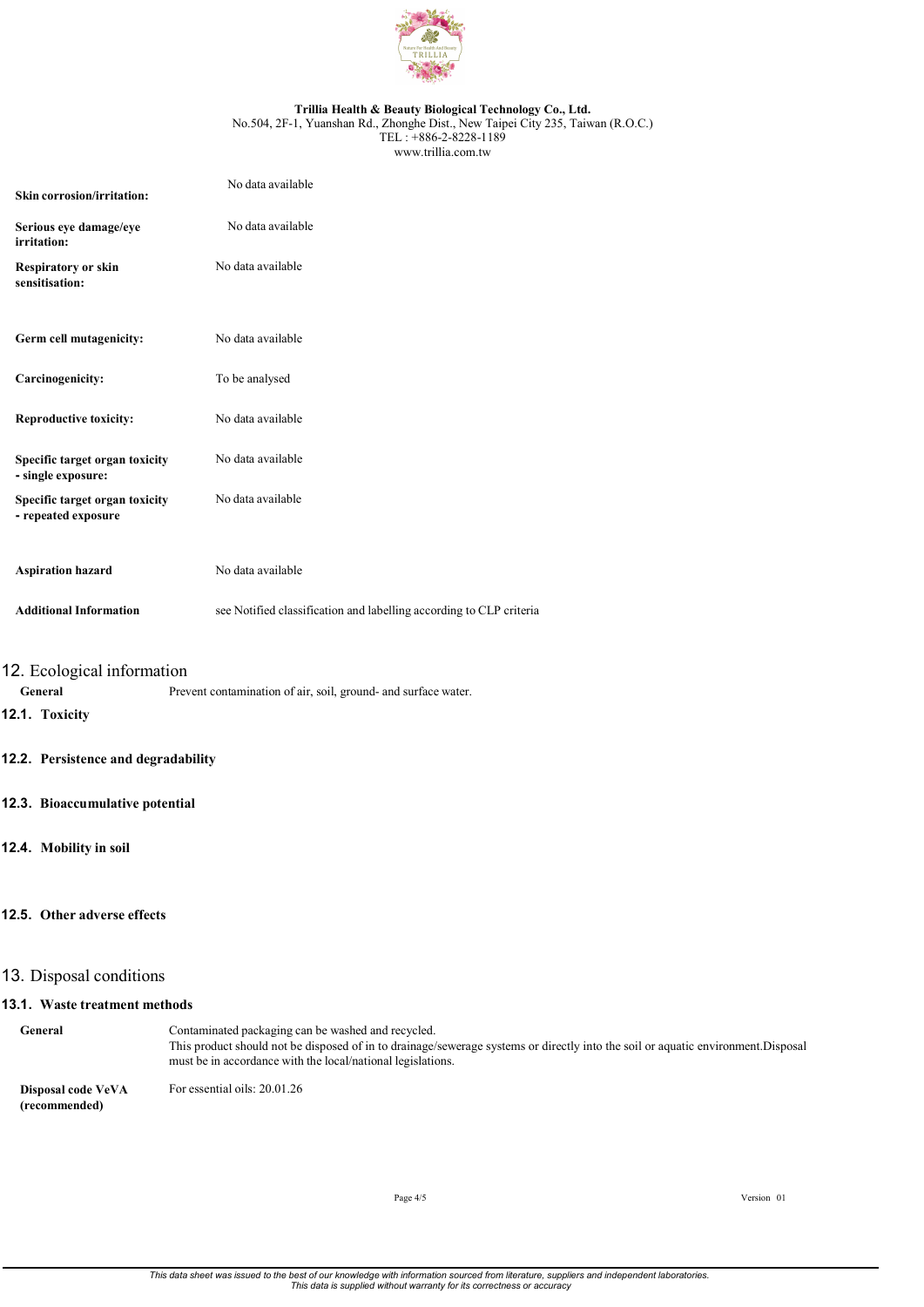| | |
|---|---|
| **Skin corrosion/irritation:** | No data available |
| **Serious eye damage/eye irritation:** | No data available |
| **Respiratory or skin sensitisation:** | No data available |
| **Germ cell mutagenicity:** | No data available |
| **Carcinogenicity:** | To be analysed |
| **Reproductive toxicity:** | No data available |
| **Specific target organ toxicity - single exposure:** | No data available |
| **Specific target organ toxicity - repeated exposure** | No data available |
| **Aspiration hazard** | No data available |
| **Additional Information** | see Notified classification and labelling according to CLP criteria |

## 12. Ecological information

**General** Prevent contamination of air, soil, ground- and surface water.

### 12.1. Toxicity

### 12.2. Persistence and degradability

### 12.3. Bioaccumulative potential

### 12.4. Mobility in soil

### 12.5. Other adverse effects

## 13. Disposal conditions

### 13.1. Waste treatment methods

| | |
|---|---|
| **General** | Contaminated packaging can be washed and recycled. This product should not be disposed of in to drainage/sewerage systems or directly into the soil or aquatic environment.Disposal must be in accordance with the local/national legislations. |
| **Disposal code VeVA (recommended)** | For essential oils: 20.01.26 |

*This data sheet was issued to the best of our knowledge with information sourced from literature, suppliers and independent laboratories. This data is supplied without warranty for its correctness or accuracy*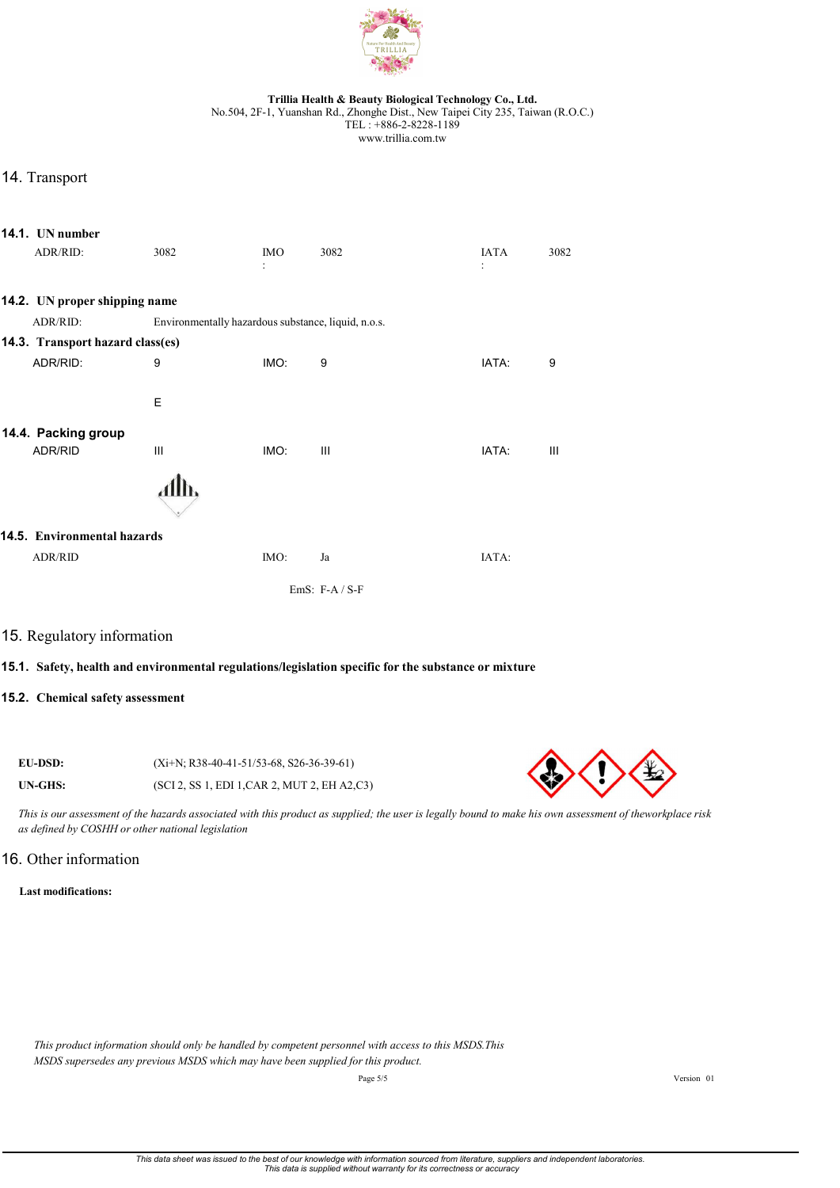**Trillia Health & Beauty Biological Technology Co., Ltd.**
No.504, 2F-1, Yuanshan Rd., Zhonghe Dist., New Taipei City 235, Taiwan (R.O.C.)
TEL : +886-2-8228-1189
www.trillia.com.tw

## 14. Transport

### 14.1. UN number

| | | | | | |
|---|---|---|---|---|---|
| ADR/RID: | 3082 | IMO : | 3082 | IATA : | 3082 |

### 14.2. UN proper shipping name

ADR/RID: Environmentally hazardous substance, liquid, n.o.s.

### 14.3. Transport hazard class(es)

| | | | | | |
|---|---|---|---|---|---|
| ADR/RID: | 9 | IMO: | 9 | IATA: | 9 |
| | E | | | | |

### 14.4. Packing group

| | | | | | |
|---|---|---|---|---|---|
| ADR/RID | III | IMO: | III | IATA: | III |

### 14.5. Environmental hazards

| | | | | | |
|---|---|---|---|---|---|
| ADR/RID | | IMO: | Ja | IATA: | |

EmS: F-A / S-F

## 15. Regulatory information

### 15.1. Safety, health and environmental regulations/legislation specific for the substance or mixture

### 15.2. Chemical safety assessment

| | |
|---|---|
| **EU-DSD:** | (Xi+N; R38-40-41-51/53-68, S26-36-39-61) |
| **UN-GHS:** | (SCI 2, SS 1, EDI 1,CAR 2, MUT 2, EH A2,C3) |

*This is our assessment of the hazards associated with this product as supplied; the user is legally bound to make his own assessment of theworkplace risk as defined by COSHH or other national legislation*

## 16. Other information

**Last modifications:**

*This product information should only be handled by competent personnel with access to this MSDS.This MSDS supersedes any previous MSDS which may have been supplied for this product.*

Version 01

*This data sheet was issued to the best of our knowledge with information sourced from literature, suppliers and independent laboratories. This data is supplied without warranty for its correctness or accuracy*